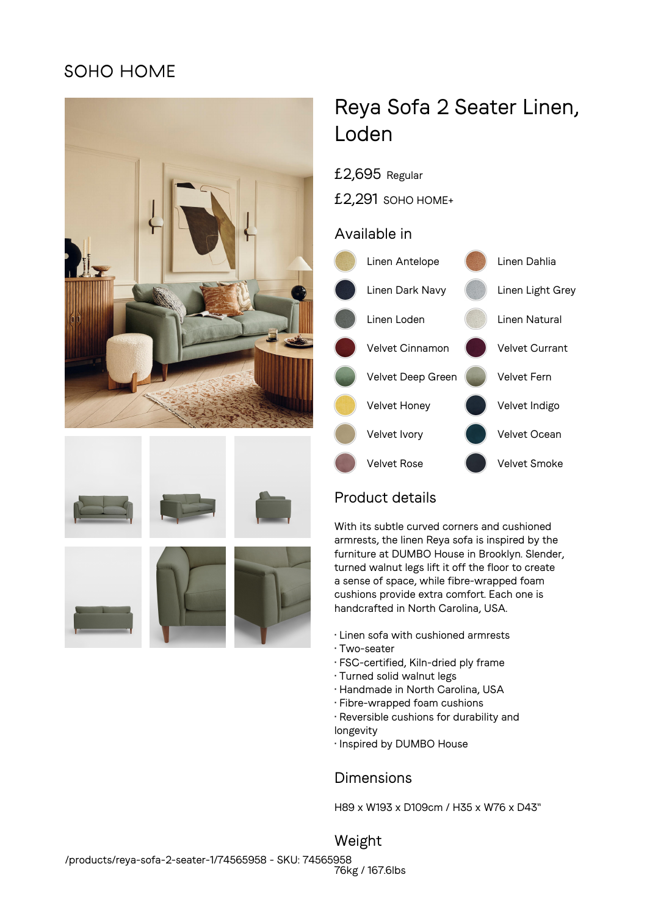SOHO HOME

# Reya Sofa 2 Seater Linen, Loden

£2,695 Regular

£2,291 SOHO HOME+

## Available in

- Linen Antelope
- Linen Dahlia
- Linen Dark Navy
- Linen Light Grey
- Linen Loden
- Linen Natural
- Velvet Cinnamon
- Velvet Currant
- Velvet Deep Green
- Velvet Fern
- Velvet Honey
- Velvet Indigo
- Velvet Ivory
- Velvet Ocean
- Velvet Rose
- Velvet Smoke

## Product details

With its subtle curved corners and cushioned armrests, the linen Reya sofa is inspired by the furniture at DUMBO House in Brooklyn. Slender, turned walnut legs lift it off the floor to create a sense of space, while fibre-wrapped foam cushions provide extra comfort. Each one is handcrafted in North Carolina, USA.

· Linen sofa with cushioned armrests
· Two-seater
· FSC-certified, Kiln-dried ply frame
· Turned solid walnut legs
· Handmade in North Carolina, USA
· Fibre-wrapped foam cushions
· Reversible cushions for durability and longevity
· Inspired by DUMBO House

## Dimensions

H89 x W193 x D109cm / H35 x W76 x D43"

## Weight

76kg / 167.6lbs

/products/reya-sofa-2-seater-1/74565958 - SKU: 74565958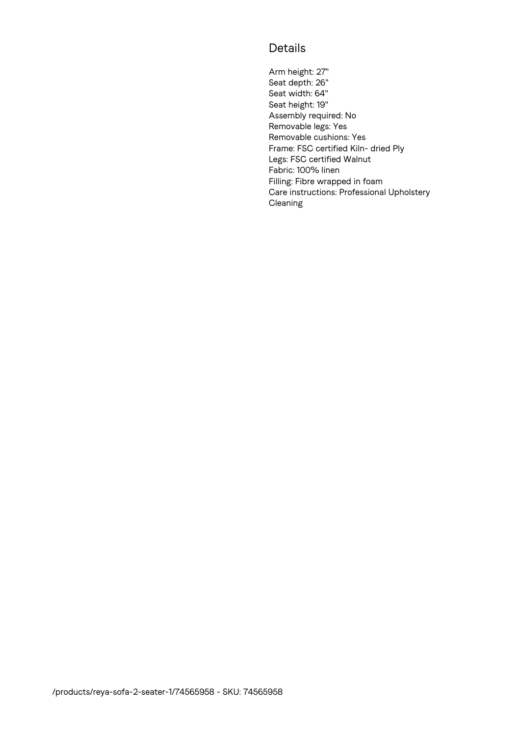## Details

Arm height: 27"
Seat depth: 26"
Seat width: 64"
Seat height: 19"
Assembly required: No
Removable legs: Yes
Removable cushions: Yes
Frame: FSC certified Kiln- dried Ply
Legs: FSC certified Walnut
Fabric: 100% linen
Filling: Fibre wrapped in foam
Care instructions: Professional Upholstery Cleaning

/products/reya-sofa-2-seater-1/74565958 - SKU: 74565958